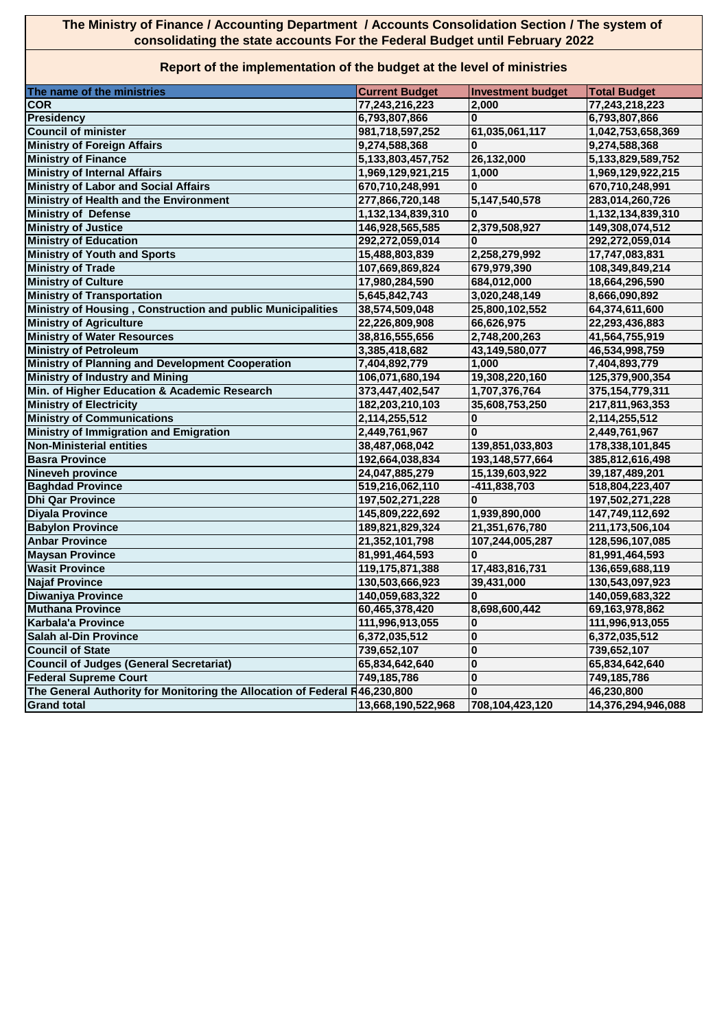# The Ministry of Finance / Accounting Department / Accounts Consolidation Section / The system of consolidating the state accounts For the Federal Budget until February 2022

## Report of the implementation of the budget at the level of ministries

| The name of the ministries | Current Budget | Investment budget | Total Budget |
|---|---|---|---|
| COR | 77,243,216,223 | 2,000 | 77,243,218,223 |
| Presidency | 6,793,807,866 | 0 | 6,793,807,866 |
| Council of minister | 981,718,597,252 | 61,035,061,117 | 1,042,753,658,369 |
| Ministry of Foreign Affairs | 9,274,588,368 | 0 | 9,274,588,368 |
| Ministry of Finance | 5,133,803,457,752 | 26,132,000 | 5,133,829,589,752 |
| Ministry of Internal Affairs | 1,969,129,921,215 | 1,000 | 1,969,129,922,215 |
| Ministry of Labor and Social Affairs | 670,710,248,991 | 0 | 670,710,248,991 |
| Ministry of Health and the Environment | 277,866,720,148 | 5,147,540,578 | 283,014,260,726 |
| Ministry of Defense | 1,132,134,839,310 | 0 | 1,132,134,839,310 |
| Ministry of Justice | 146,928,565,585 | 2,379,508,927 | 149,308,074,512 |
| Ministry of Education | 292,272,059,014 | 0 | 292,272,059,014 |
| Ministry of Youth and Sports | 15,488,803,839 | 2,258,279,992 | 17,747,083,831 |
| Ministry of Trade | 107,669,869,824 | 679,979,390 | 108,349,849,214 |
| Ministry of Culture | 17,980,284,590 | 684,012,000 | 18,664,296,590 |
| Ministry of Transportation | 5,645,842,743 | 3,020,248,149 | 8,666,090,892 |
| Ministry of Housing , Construction and public Municipalities | 38,574,509,048 | 25,800,102,552 | 64,374,611,600 |
| Ministry of Agriculture | 22,226,809,908 | 66,626,975 | 22,293,436,883 |
| Ministry of Water Resources | 38,816,555,656 | 2,748,200,263 | 41,564,755,919 |
| Ministry of Petroleum | 3,385,418,682 | 43,149,580,077 | 46,534,998,759 |
| Ministry of Planning and Development Cooperation | 7,404,892,779 | 1,000 | 7,404,893,779 |
| Ministry of Industry and Mining | 106,071,680,194 | 19,308,220,160 | 125,379,900,354 |
| Min. of Higher Education & Academic Research | 373,447,402,547 | 1,707,376,764 | 375,154,779,311 |
| Ministry of Electricity | 182,203,210,103 | 35,608,753,250 | 217,811,963,353 |
| Ministry of Communications | 2,114,255,512 | 0 | 2,114,255,512 |
| Ministry of Immigration and Emigration | 2,449,761,967 | 0 | 2,449,761,967 |
| Non-Ministerial entities | 38,487,068,042 | 139,851,033,803 | 178,338,101,845 |
| Basra Province | 192,664,038,834 | 193,148,577,664 | 385,812,616,498 |
| Nineveh province | 24,047,885,279 | 15,139,603,922 | 39,187,489,201 |
| Baghdad Province | 519,216,062,110 | -411,838,703 | 518,804,223,407 |
| Dhi Qar Province | 197,502,271,228 | 0 | 197,502,271,228 |
| Diyala Province | 145,809,222,692 | 1,939,890,000 | 147,749,112,692 |
| Babylon Province | 189,821,829,324 | 21,351,676,780 | 211,173,506,104 |
| Anbar Province | 21,352,101,798 | 107,244,005,287 | 128,596,107,085 |
| Maysan Province | 81,991,464,593 | 0 | 81,991,464,593 |
| Wasit Province | 119,175,871,388 | 17,483,816,731 | 136,659,688,119 |
| Najaf Province | 130,503,666,923 | 39,431,000 | 130,543,097,923 |
| Diwaniya Province | 140,059,683,322 | 0 | 140,059,683,322 |
| Muthana Province | 60,465,378,420 | 8,698,600,442 | 69,163,978,862 |
| Karbala'a Province | 111,996,913,055 | 0 | 111,996,913,055 |
| Salah al-Din Province | 6,372,035,512 | 0 | 6,372,035,512 |
| Council of State | 739,652,107 | 0 | 739,652,107 |
| Council of Judges (General Secretariat) | 65,834,642,640 | 0 | 65,834,642,640 |
| Federal Supreme Court | 749,185,786 | 0 | 749,185,786 |
| The General Authority for Monitoring the Allocation of Federal R | 46,230,800 | 0 | 46,230,800 |
| Grand total | 13,668,190,522,968 | 708,104,423,120 | 14,376,294,946,088 |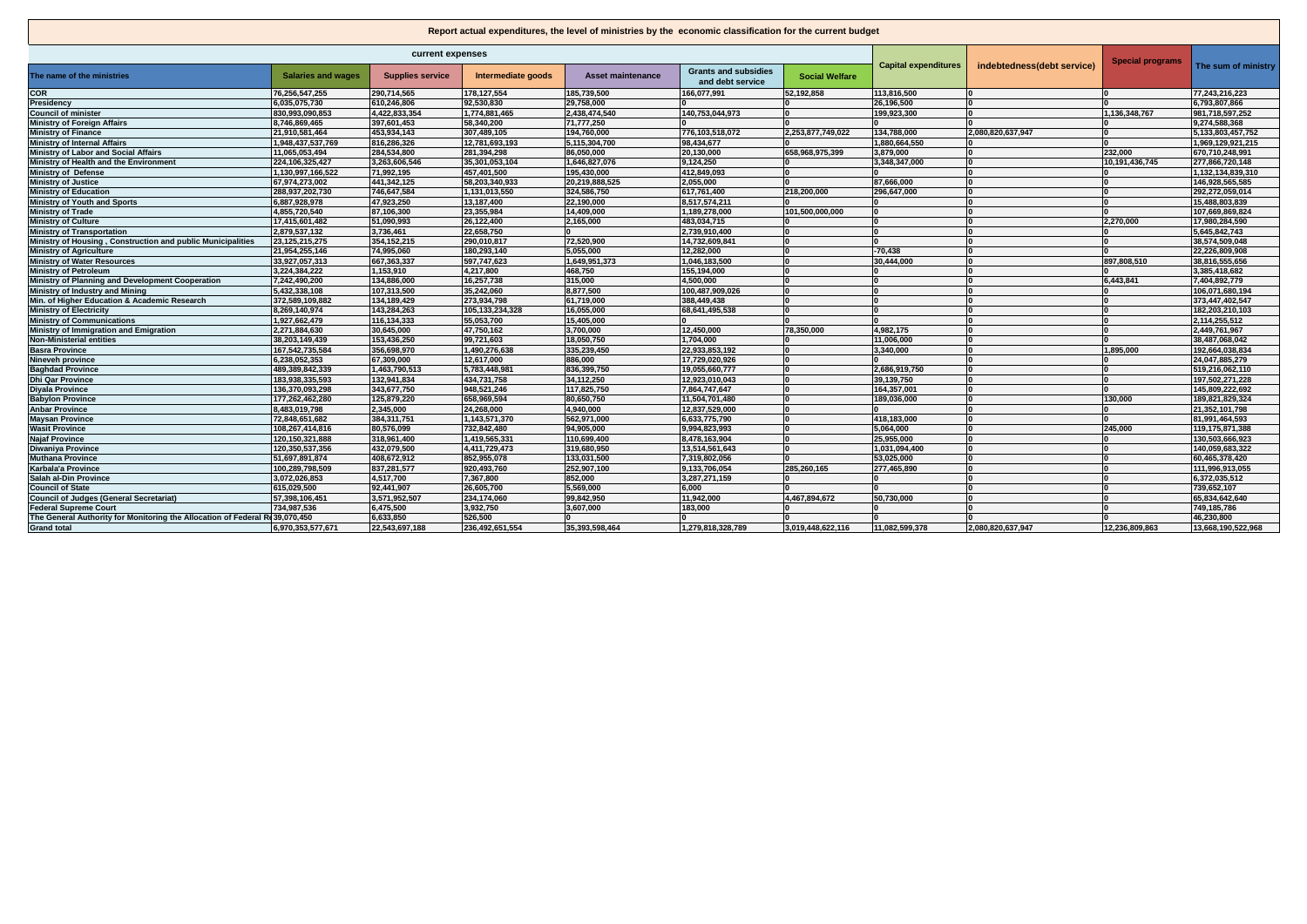**Report actual expenditures, the level of ministries by the economic classification for the current budget**

| The name of the ministries | current expenses | | | | | | Capital expenditures | indebtedness(debt service) | Special programs | The sum of ministry |
|---|---|---|---|---|---|---|---|---|---|---|
| | Salaries and wages | Supplies service | Intermediate goods | Asset maintenance | Grants and subsidies and debt service | Social Welfare | | | | |
| COR | 76,256,547,255 | 290,714,565 | 178,127,554 | 185,739,500 | 166,077,991 | 52,192,858 | 113,816,500 | 0 | 0 | 77,243,216,223 |
| Presidency | 6,035,075,730 | 610,246,806 | 92,530,830 | 29,758,000 | 0 | 0 | 26,196,500 | 0 | 0 | 6,793,807,866 |
| Council of minister | 830,993,090,853 | 4,422,833,354 | 1,774,881,465 | 2,438,474,540 | 140,753,044,973 | 0 | 199,923,300 | 0 | 1,136,348,767 | 981,718,597,252 |
| Ministry of Foreign Affairs | 8,746,869,465 | 397,601,453 | 58,340,200 | 71,777,250 | 0 | 0 | 0 | 0 | 0 | 9,274,588,368 |
| Ministry of Finance | 21,910,581,464 | 453,934,143 | 307,489,105 | 194,760,000 | 776,103,518,072 | 2,253,877,749,022 | 134,788,000 | 2,080,820,637,947 | 0 | 5,133,803,457,752 |
| Ministry of Internal Affairs | 1,948,437,537,769 | 816,286,326 | 12,781,693,193 | 5,115,304,700 | 98,434,677 | 0 | 1,880,664,550 | 0 | 0 | 1,969,129,921,215 |
| Ministry of Labor and Social Affairs | 11,065,053,494 | 284,534,800 | 281,394,298 | 86,050,000 | 20,130,000 | 658,968,975,399 | 3,879,000 | 0 | 232,000 | 670,710,248,991 |
| Ministry of Health and the Environment | 224,106,325,427 | 3,263,606,546 | 35,301,053,104 | 1,646,827,076 | 9,124,250 | 0 | 3,348,347,000 | 0 | 10,191,436,745 | 277,866,720,148 |
| Ministry of Defense | 1,130,997,166,522 | 71,992,195 | 457,401,500 | 195,430,000 | 412,849,093 | 0 | 0 | 0 | 0 | 1,132,134,839,310 |
| Ministry of Justice | 67,974,273,002 | 441,342,125 | 58,203,340,933 | 20,219,888,525 | 2,055,000 | 0 | 87,666,000 | 0 | 0 | 146,928,565,585 |
| Ministry of Education | 288,937,202,730 | 746,647,584 | 1,131,013,550 | 324,586,750 | 617,761,400 | 218,200,000 | 296,647,000 | 0 | 0 | 292,272,059,014 |
| Ministry of Youth and Sports | 6,887,928,978 | 47,923,250 | 13,187,400 | 22,190,000 | 8,517,574,211 | 0 | 0 | 0 | 0 | 15,488,803,839 |
| Ministry of Trade | 4,855,720,540 | 87,106,300 | 23,355,984 | 14,409,000 | 1,189,278,000 | 101,500,000,000 | 0 | 0 | 0 | 107,669,869,824 |
| Ministry of Culture | 17,415,601,482 | 51,090,993 | 26,122,400 | 2,165,000 | 483,034,715 | 0 | 0 | 0 | 2,270,000 | 17,980,284,590 |
| Ministry of Transportation | 2,879,537,132 | 3,736,461 | 22,658,750 | 0 | 2,739,910,400 | 0 | 0 | 0 | 0 | 5,645,842,743 |
| Ministry of Housing , Construction and public Municipalities | 23,125,215,275 | 354,152,215 | 290,010,817 | 72,520,900 | 14,732,609,841 | 0 | 0 | 0 | 0 | 38,574,509,048 |
| Ministry of Agriculture | 21,954,255,146 | 74,995,060 | 180,293,140 | 5,055,000 | 12,282,000 | 0 | -70,438 | 0 | 0 | 22,226,809,908 |
| Ministry of Water Resources | 33,927,057,313 | 667,363,337 | 597,747,623 | 1,649,951,373 | 1,046,183,500 | 0 | 30,444,000 | 0 | 897,808,510 | 38,816,555,656 |
| Ministry of Petroleum | 3,224,384,222 | 1,153,910 | 4,217,800 | 468,750 | 155,194,000 | 0 | 0 | 0 | 0 | 3,385,418,682 |
| Ministry of Planning and Development Cooperation | 7,242,490,200 | 134,886,000 | 16,257,738 | 315,000 | 4,500,000 | 0 | 0 | 0 | 6,443,841 | 7,404,892,779 |
| Ministry of Industry and Mining | 5,432,338,108 | 107,313,500 | 35,242,060 | 8,877,500 | 100,487,909,026 | 0 | 0 | 0 | 0 | 106,071,680,194 |
| Min. of Higher Education & Academic Research | 372,589,109,882 | 134,189,429 | 273,934,798 | 61,719,000 | 388,449,438 | 0 | 0 | 0 | 0 | 373,447,402,547 |
| Ministry of Electricity | 8,269,140,974 | 143,284,263 | 105,133,234,328 | 16,055,000 | 68,641,495,538 | 0 | 0 | 0 | 0 | 182,203,210,103 |
| Ministry of Communications | 1,927,662,479 | 116,134,333 | 55,053,700 | 15,405,000 | 0 | 0 | 0 | 0 | 0 | 2,114,255,512 |
| Ministry of Immigration and Emigration | 2,271,884,630 | 30,645,000 | 47,750,162 | 3,700,000 | 12,450,000 | 78,350,000 | 4,982,175 | 0 | 0 | 2,449,761,967 |
| Non-Ministerial entities | 38,203,149,439 | 153,436,250 | 99,721,603 | 18,050,750 | 1,704,000 | 0 | 11,006,000 | 0 | 0 | 38,487,068,042 |
| Basra Province | 167,542,735,584 | 356,698,970 | 1,490,276,638 | 335,239,450 | 22,933,853,192 | 0 | 3,340,000 | 0 | 1,895,000 | 192,664,038,834 |
| Nineveh province | 6,238,052,353 | 67,309,000 | 12,617,000 | 886,000 | 17,729,020,926 | 0 | 0 | 0 | 0 | 24,047,885,279 |
| Baghdad Province | 489,389,842,339 | 1,463,790,513 | 5,783,448,981 | 836,399,750 | 19,055,660,777 | 0 | 2,686,919,750 | 0 | 0 | 519,216,062,110 |
| Dhi Qar Province | 183,938,335,593 | 132,941,834 | 434,731,758 | 34,112,250 | 12,923,010,043 | 0 | 39,139,750 | 0 | 0 | 197,502,271,228 |
| Diyala Province | 136,370,093,298 | 343,677,750 | 948,521,246 | 117,825,750 | 7,864,747,647 | 0 | 164,357,001 | 0 | 0 | 145,809,222,692 |
| Babylon Province | 177,262,462,280 | 125,879,220 | 658,969,594 | 80,650,750 | 11,504,701,480 | 0 | 189,036,000 | 0 | 130,000 | 189,821,829,324 |
| Anbar Province | 8,483,019,798 | 2,345,000 | 24,268,000 | 4,940,000 | 12,837,529,000 | 0 | 0 | 0 | 0 | 21,352,101,798 |
| Maysan Province | 72,848,651,682 | 384,311,751 | 1,143,571,370 | 562,971,000 | 6,633,775,790 | 0 | 418,183,000 | 0 | 0 | 81,991,464,593 |
| Wasit Province | 108,267,414,816 | 80,576,099 | 732,842,480 | 94,905,000 | 9,994,823,993 | 0 | 5,064,000 | 0 | 245,000 | 119,175,871,388 |
| Najaf Province | 120,150,321,888 | 318,961,400 | 1,419,565,331 | 110,699,400 | 8,478,163,904 | 0 | 25,955,000 | 0 | 0 | 130,503,666,923 |
| Diwaniya Province | 120,350,537,356 | 432,079,500 | 4,411,729,473 | 319,680,950 | 13,514,561,643 | 0 | 1,031,094,400 | 0 | 0 | 140,059,683,322 |
| Muthana Province | 51,697,891,874 | 408,672,912 | 852,955,078 | 133,031,500 | 7,319,802,056 | 0 | 53,025,000 | 0 | 0 | 60,465,378,420 |
| Karbala'a Province | 100,289,798,509 | 837,281,577 | 920,493,760 | 252,907,100 | 9,133,706,054 | 285,260,165 | 277,465,890 | 0 | 0 | 111,996,913,055 |
| Salah al-Din Province | 3,072,026,853 | 4,517,700 | 7,367,800 | 852,000 | 3,287,271,159 | 0 | 0 | 0 | 0 | 6,372,035,512 |
| Council of State | 615,029,500 | 92,441,907 | 26,605,700 | 5,569,000 | 6,000 | 0 | 0 | 0 | 0 | 739,652,107 |
| Council of Judges (General Secretariat) | 57,398,106,451 | 3,571,952,507 | 234,174,060 | 99,842,950 | 11,942,000 | 4,467,894,672 | 50,730,000 | 0 | 0 | 65,834,642,640 |
| Federal Supreme Court | 734,987,536 | 6,475,500 | 3,932,750 | 3,607,000 | 183,000 | 0 | 0 | 0 | 0 | 749,185,786 |
| The General Authority for Monitoring the Allocation of Federal Re | 39,070,450 | 6,633,850 | 526,500 | 0 | 0 | 0 | 0 | 0 | 0 | 46,230,800 |
| Grand total | 6,970,353,577,671 | 22,543,697,188 | 236,492,651,554 | 35,393,598,464 | 1,279,818,328,789 | 3,019,448,622,116 | 11,082,599,378 | 2,080,820,637,947 | 12,236,809,863 | 13,668,190,522,968 |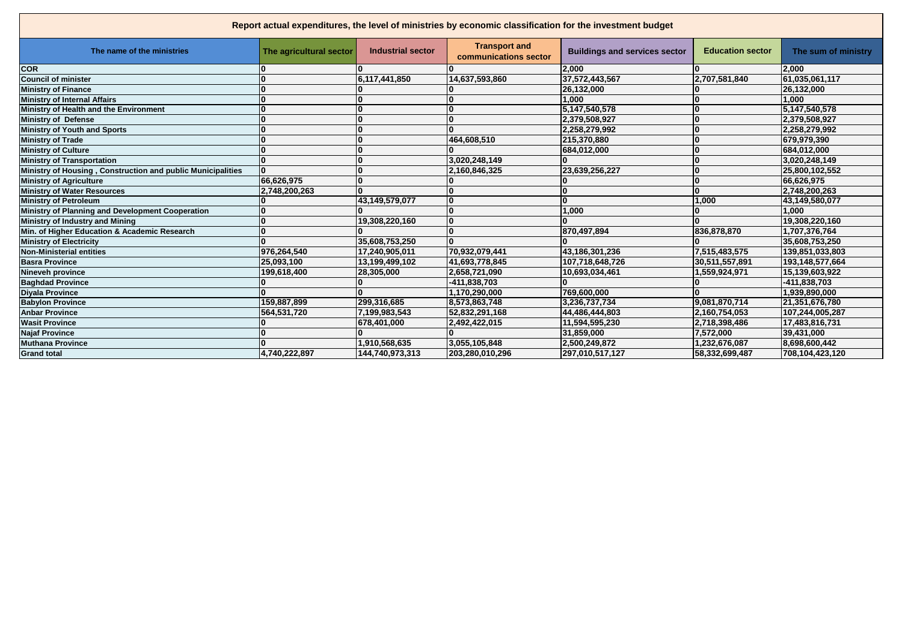| Report actual expenditures, the level of ministries by economic classification for the investment budget | | | | | | |
|---|---|---|---|---|---|---|
| The name of the ministries | The agricultural sector | Industrial sector | Transport and communications sector | Buildings and services sector | Education sector | The sum of ministry |
| COR | 0 | 0 | 0 | 2,000 | 0 | 2,000 |
| Council of minister | 0 | 6,117,441,850 | 14,637,593,860 | 37,572,443,567 | 2,707,581,840 | 61,035,061,117 |
| Ministry of Finance | 0 | 0 | 0 | 26,132,000 | 0 | 26,132,000 |
| Ministry of Internal Affairs | 0 | 0 | 0 | 1,000 | 0 | 1,000 |
| Ministry of Health and the Environment | 0 | 0 | 0 | 5,147,540,578 | 0 | 5,147,540,578 |
| Ministry of Defense | 0 | 0 | 0 | 2,379,508,927 | 0 | 2,379,508,927 |
| Ministry of Youth and Sports | 0 | 0 | 0 | 2,258,279,992 | 0 | 2,258,279,992 |
| Ministry of Trade | 0 | 0 | 464,608,510 | 215,370,880 | 0 | 679,979,390 |
| Ministry of Culture | 0 | 0 | 0 | 684,012,000 | 0 | 684,012,000 |
| Ministry of Transportation | 0 | 0 | 3,020,248,149 | 0 | 0 | 3,020,248,149 |
| Ministry of Housing , Construction and public Municipalities | 0 | 0 | 2,160,846,325 | 23,639,256,227 | 0 | 25,800,102,552 |
| Ministry of Agriculture | 66,626,975 | 0 | 0 | 0 | 0 | 66,626,975 |
| Ministry of Water Resources | 2,748,200,263 | 0 | 0 | 0 | 0 | 2,748,200,263 |
| Ministry of Petroleum | 0 | 43,149,579,077 | 0 | 0 | 1,000 | 43,149,580,077 |
| Ministry of Planning and Development Cooperation | 0 | 0 | 0 | 1,000 | 0 | 1,000 |
| Ministry of Industry and Mining | 0 | 19,308,220,160 | 0 | 0 | 0 | 19,308,220,160 |
| Min. of Higher Education & Academic Research | 0 | 0 | 0 | 870,497,894 | 836,878,870 | 1,707,376,764 |
| Ministry of Electricity | 0 | 35,608,753,250 | 0 | 0 | 0 | 35,608,753,250 |
| Non-Ministerial entities | 976,264,540 | 17,240,905,011 | 70,932,079,441 | 43,186,301,236 | 7,515,483,575 | 139,851,033,803 |
| Basra Province | 25,093,100 | 13,199,499,102 | 41,693,778,845 | 107,718,648,726 | 30,511,557,891 | 193,148,577,664 |
| Nineveh province | 199,618,400 | 28,305,000 | 2,658,721,090 | 10,693,034,461 | 1,559,924,971 | 15,139,603,922 |
| Baghdad Province | 0 | 0 | -411,838,703 | 0 | 0 | -411,838,703 |
| Diyala Province | 0 | 0 | 1,170,290,000 | 769,600,000 | 0 | 1,939,890,000 |
| Babylon Province | 159,887,899 | 299,316,685 | 8,573,863,748 | 3,236,737,734 | 9,081,870,714 | 21,351,676,780 |
| Anbar Province | 564,531,720 | 7,199,983,543 | 52,832,291,168 | 44,486,444,803 | 2,160,754,053 | 107,244,005,287 |
| Wasit Province | 0 | 678,401,000 | 2,492,422,015 | 11,594,595,230 | 2,718,398,486 | 17,483,816,731 |
| Najaf Province | 0 | 0 | 0 | 31,859,000 | 7,572,000 | 39,431,000 |
| Muthana Province | 0 | 1,910,568,635 | 3,055,105,848 | 2,500,249,872 | 1,232,676,087 | 8,698,600,442 |
| Grand total | 4,740,222,897 | 144,740,973,313 | 203,280,010,296 | 297,010,517,127 | 58,332,699,487 | 708,104,423,120 |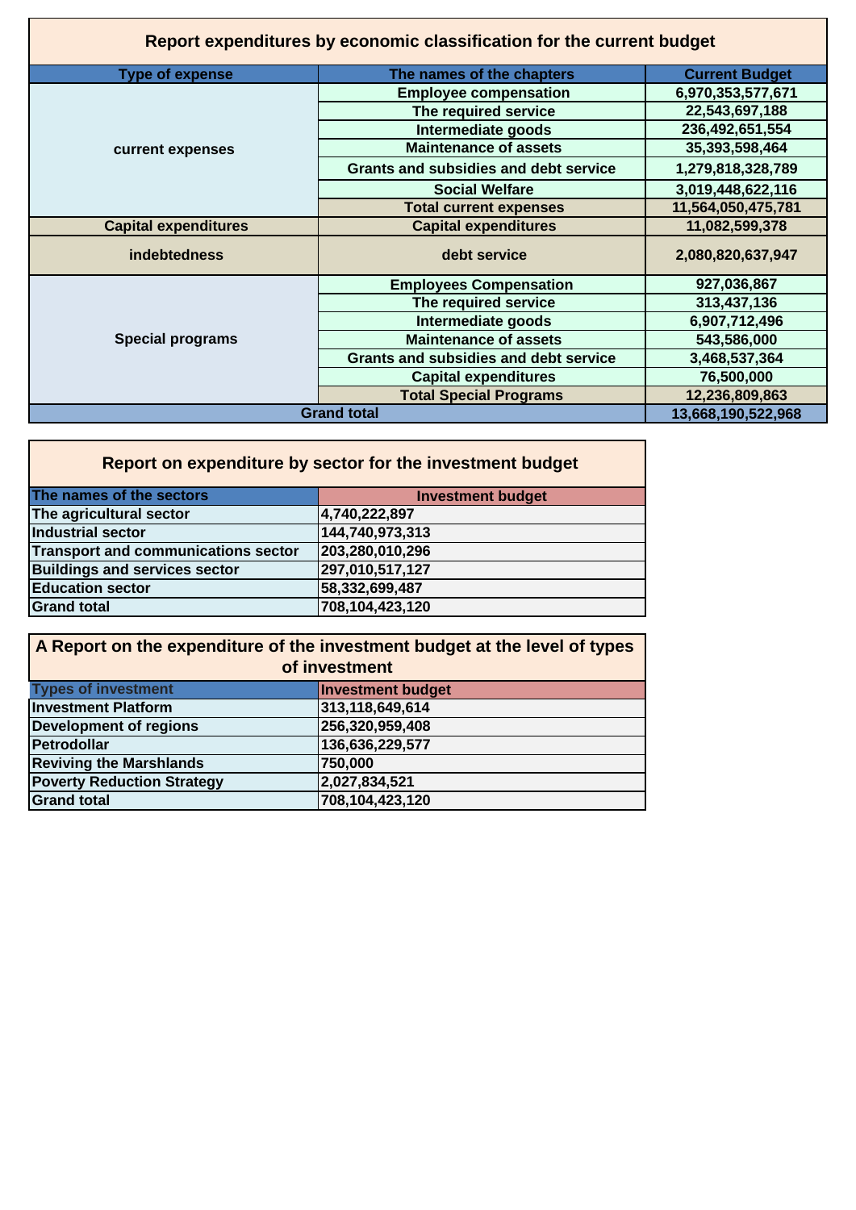## Report expenditures by economic classification for the current budget

| Type of expense | The names of the chapters | Current Budget |
|---|---|---|
| current expenses | Employee compensation | 6,970,353,577,671 |
| | The required service | 22,543,697,188 |
| | Intermediate goods | 236,492,651,554 |
| | Maintenance of assets | 35,393,598,464 |
| | Grants and subsidies and debt service | 1,279,818,328,789 |
| | Social Welfare | 3,019,448,622,116 |
| | Total current expenses | 11,564,050,475,781 |
| Capital expenditures | Capital expenditures | 11,082,599,378 |
| indebtedness | debt service | 2,080,820,637,947 |
| Special programs | Employees Compensation | 927,036,867 |
| | The required service | 313,437,136 |
| | Intermediate goods | 6,907,712,496 |
| | Maintenance of assets | 543,586,000 |
| | Grants and subsidies and debt service | 3,468,537,364 |
| | Capital expenditures | 76,500,000 |
| | Total Special Programs | 12,236,809,863 |
| Grand total | | 13,668,190,522,968 |

## Report on expenditure by sector for the investment budget

| The names of the sectors | Investment budget |
|---|---|
| The agricultural sector | 4,740,222,897 |
| Industrial sector | 144,740,973,313 |
| Transport and communications sector | 203,280,010,296 |
| Buildings and services sector | 297,010,517,127 |
| Education sector | 58,332,699,487 |
| Grand total | 708,104,423,120 |

## A Report on the expenditure of the investment budget at the level of types of investment

| Types of investment | Investment budget |
|---|---|
| Investment Platform | 313,118,649,614 |
| Development of regions | 256,320,959,408 |
| Petrodollar | 136,636,229,577 |
| Reviving the Marshlands | 750,000 |
| Poverty Reduction Strategy | 2,027,834,521 |
| Grand total | 708,104,423,120 |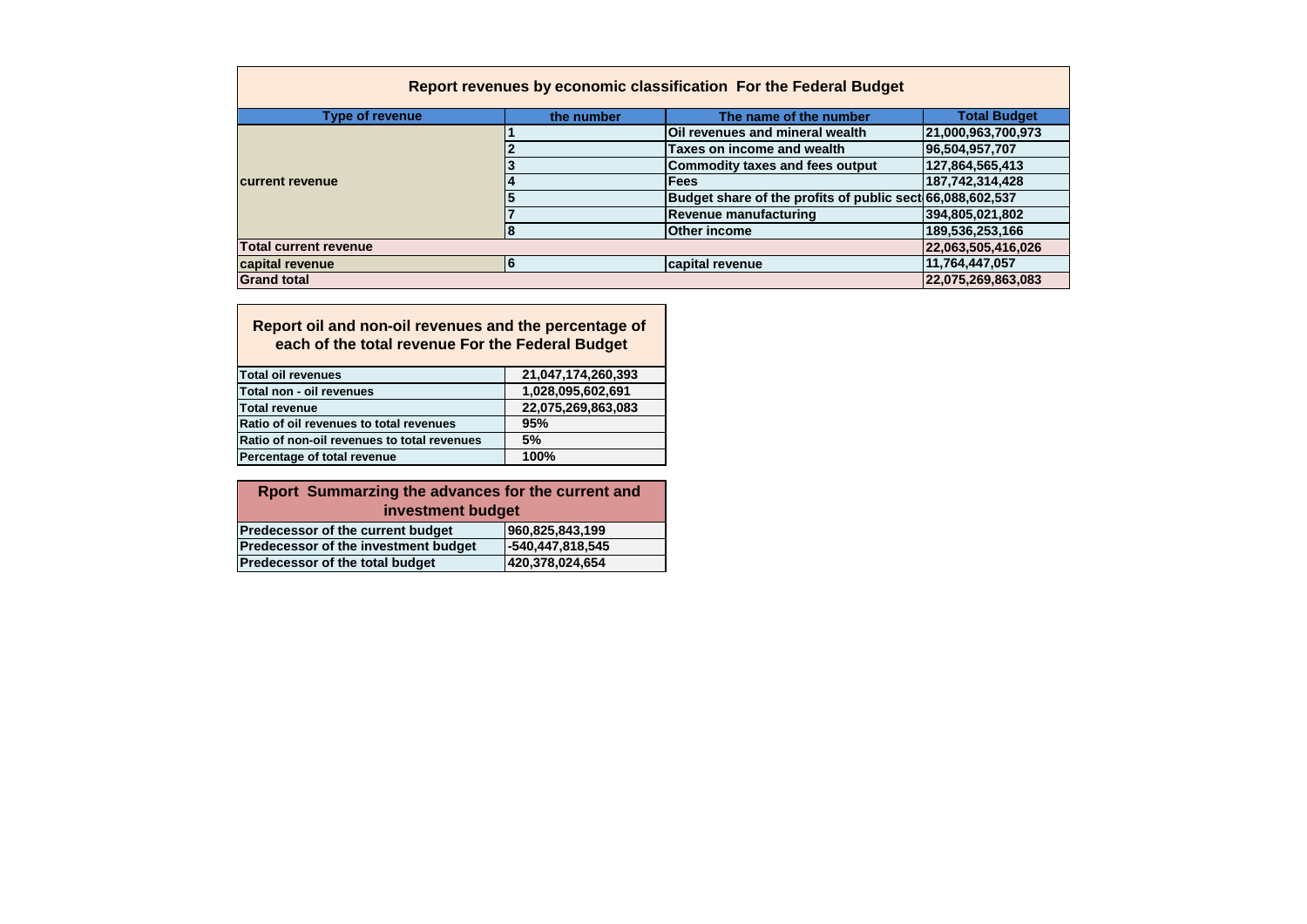## Report revenues by economic classification For the Federal Budget

| Type of revenue | the number | The name of the number | Total Budget |
|---|---|---|---|
| current revenue | 1 | Oil revenues and mineral wealth | 21,000,963,700,973 |
| | 2 | Taxes on income and wealth | 96,504,957,707 |
| | 3 | Commodity taxes and fees output | 127,864,565,413 |
| | 4 | Fees | 187,742,314,428 |
| | 5 | Budget share of the profits of public sect | 66,088,602,537 |
| | 7 | Revenue manufacturing | 394,805,021,802 |
| | 8 | Other income | 189,536,253,166 |
| Total current revenue | | | 22,063,505,416,026 |
| capital revenue | 6 | capital revenue | 11,764,447,057 |
| Grand total | | | 22,075,269,863,083 |

## Report oil and non-oil revenues and the percentage of each of the total revenue For the Federal Budget

| | |
|---|---|
| Total oil revenues | 21,047,174,260,393 |
| Total non - oil revenues | 1,028,095,602,691 |
| Total revenue | 22,075,269,863,083 |
| Ratio of oil revenues to total revenues | 95% |
| Ratio of non-oil revenues to total revenues | 5% |
| Percentage of total revenue | 100% |

## Rport Summarzing the advances for the current and investment budget

| | |
|---|---|
| Predecessor of the current budget | 960,825,843,199 |
| Predecessor of the investment budget | -540,447,818,545 |
| Predecessor of the total budget | 420,378,024,654 |